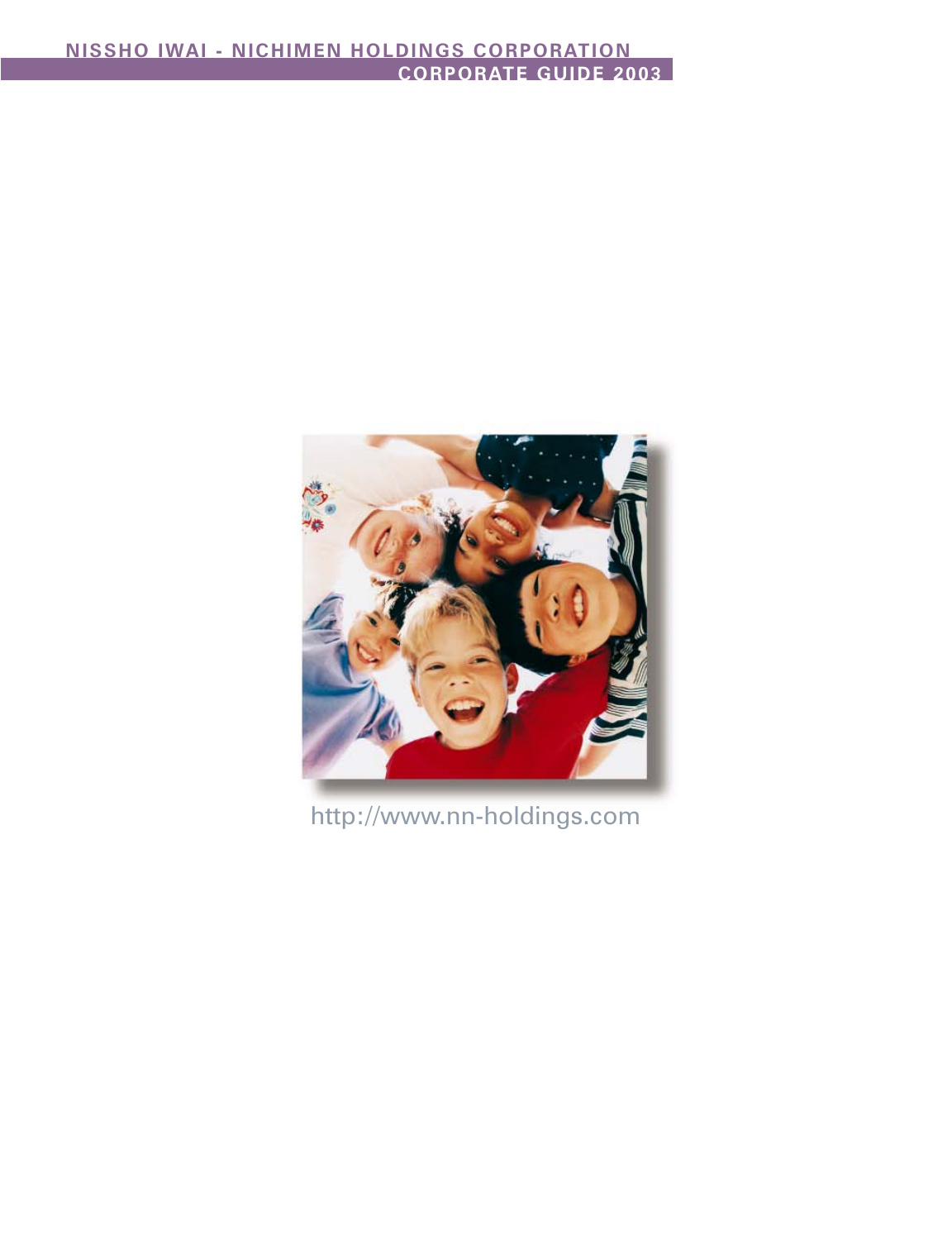# NISSHO IWAI - NICHIMEN HOLDINGS CORPORATION

## CORPORATE GUIDE 2003

http://www.nn-holdings.com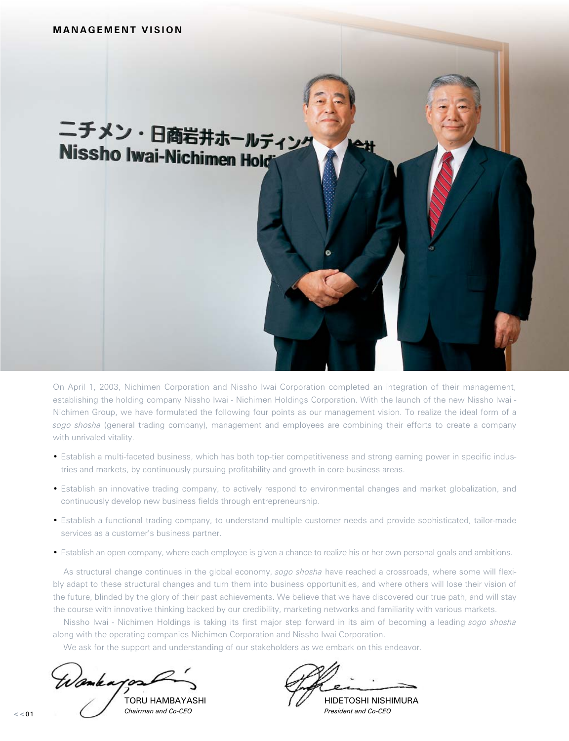# MANAGEMENT VISION

On April 1, 2003, Nichimen Corporation and Nissho Iwai Corporation completed an integration of their management, establishing the holding company Nissho Iwai - Nichimen Holdings Corporation. With the launch of the new Nissho Iwai - Nichimen Group, we have formulated the following four points as our management vision. To realize the ideal form of a *sogo shosha* (general trading company), management and employees are combining their efforts to create a company with unrivaled vitality.

- Establish a multi-faceted business, which has both top-tier competitiveness and strong earning power in specific industries and markets, by continuously pursuing profitability and growth in core business areas.
- Establish an innovative trading company, to actively respond to environmental changes and market globalization, and continuously develop new business fields through entrepreneurship.
- Establish a functional trading company, to understand multiple customer needs and provide sophisticated, tailor-made services as a customer's business partner.
- Establish an open company, where each employee is given a chance to realize his or her own personal goals and ambitions.

As structural change continues in the global economy, *sogo shosha* have reached a crossroads, where some will flexibly adapt to these structural changes and turn them into business opportunities, and where others will lose their vision of the future, blinded by the glory of their past achievements. We believe that we have discovered our true path, and will stay the course with innovative thinking backed by our credibility, marketing networks and familiarity with various markets.

Nissho Iwai - Nichimen Holdings is taking its first major step forward in its aim of becoming a leading *sogo shosha* along with the operating companies Nichimen Corporation and Nissho Iwai Corporation.

We ask for the support and understanding of our stakeholders as we embark on this endeavor.

TORU HAMBAYASHI
*Chairman and Co-CEO*

HIDETOSHI NISHIMURA
*President and Co-CEO*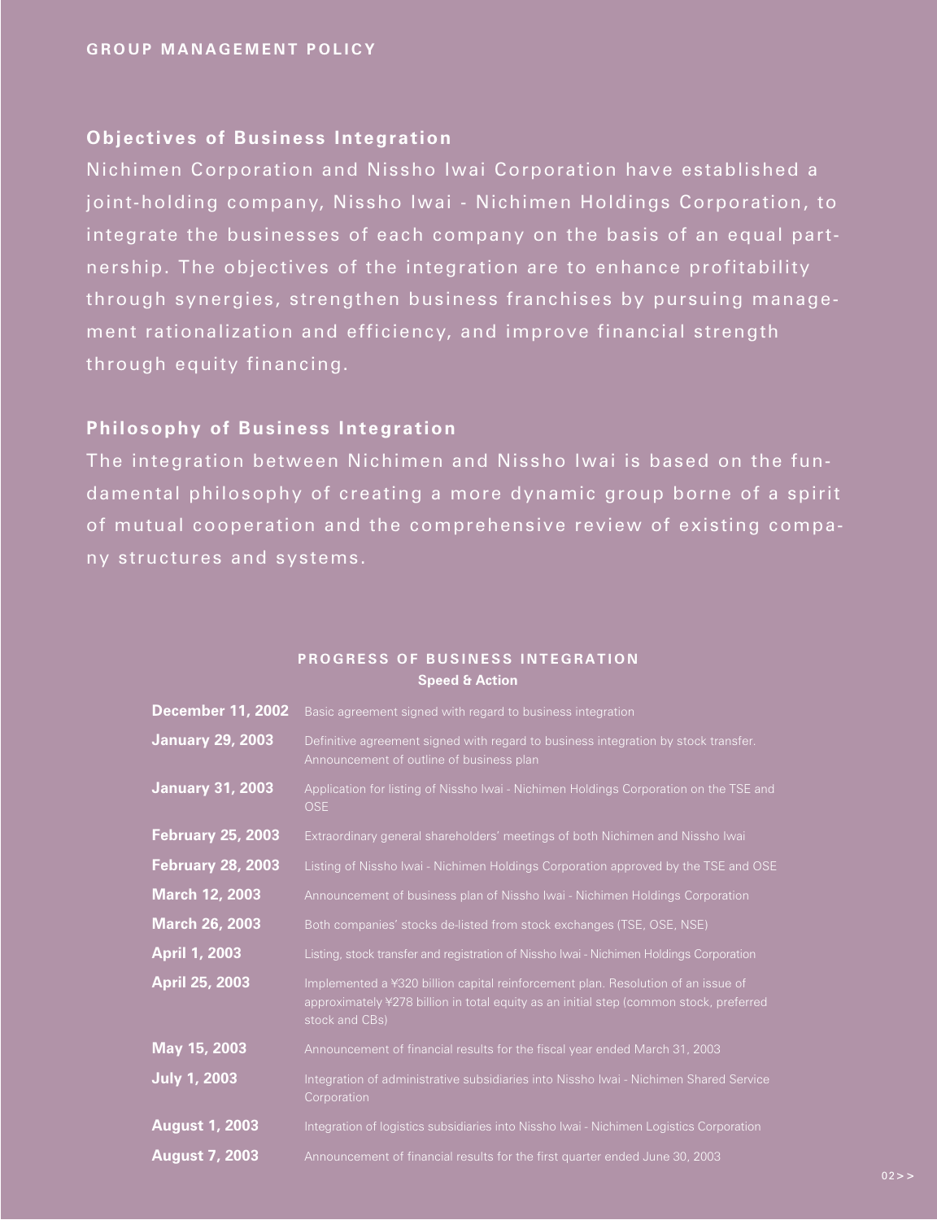GROUP MANAGEMENT POLICY

## Objectives of Business Integration

Nichimen Corporation and Nissho Iwai Corporation have established a joint-holding company, Nissho Iwai - Nichimen Holdings Corporation, to integrate the businesses of each company on the basis of an equal partnership. The objectives of the integration are to enhance profitability through synergies, strengthen business franchises by pursuing management rationalization and efficiency, and improve financial strength through equity financing.

## Philosophy of Business Integration

The integration between Nichimen and Nissho Iwai is based on the fundamental philosophy of creating a more dynamic group borne of a spirit of mutual cooperation and the comprehensive review of existing company structures and systems.

### PROGRESS OF BUSINESS INTEGRATION

**Speed & Action**

| | |
|---|---|
| **December 11, 2002** | Basic agreement signed with regard to business integration |
| **January 29, 2003** | Definitive agreement signed with regard to business integration by stock transfer. Announcement of outline of business plan |
| **January 31, 2003** | Application for listing of Nissho Iwai - Nichimen Holdings Corporation on the TSE and OSE |
| **February 25, 2003** | Extraordinary general shareholders' meetings of both Nichimen and Nissho Iwai |
| **February 28, 2003** | Listing of Nissho Iwai - Nichimen Holdings Corporation approved by the TSE and OSE |
| **March 12, 2003** | Announcement of business plan of Nissho Iwai - Nichimen Holdings Corporation |
| **March 26, 2003** | Both companies' stocks de-listed from stock exchanges (TSE, OSE, NSE) |
| **April 1, 2003** | Listing, stock transfer and registration of Nissho Iwai - Nichimen Holdings Corporation |
| **April 25, 2003** | Implemented a ¥320 billion capital reinforcement plan. Resolution of an issue of approximately ¥278 billion in total equity as an initial step (common stock, preferred stock and CBs) |
| **May 15, 2003** | Announcement of financial results for the fiscal year ended March 31, 2003 |
| **July 1, 2003** | Integration of administrative subsidiaries into Nissho Iwai - Nichimen Shared Service Corporation |
| **August 1, 2003** | Integration of logistics subsidiaries into Nissho Iwai - Nichimen Logistics Corporation |
| **August 7, 2003** | Announcement of financial results for the first quarter ended June 30, 2003 |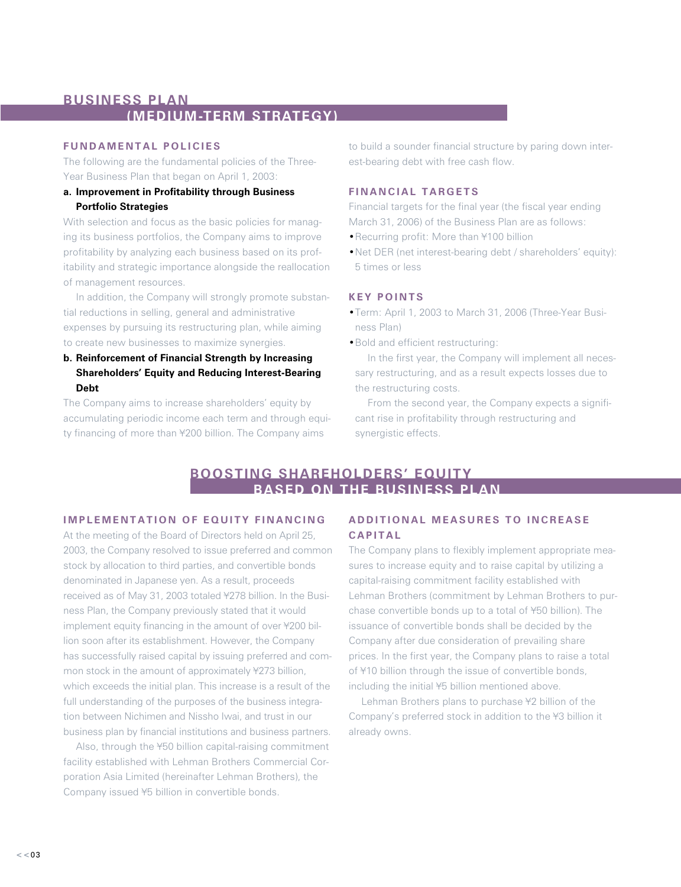# BUSINESS PLAN (MEDIUM-TERM STRATEGY)

## FUNDAMENTAL POLICIES

The following are the fundamental policies of the Three-Year Business Plan that began on April 1, 2003:

**a. Improvement in Profitability through Business Portfolio Strategies**

With selection and focus as the basic policies for managing its business portfolios, the Company aims to improve profitability by analyzing each business based on its profitability and strategic importance alongside the reallocation of management resources.

In addition, the Company will strongly promote substantial reductions in selling, general and administrative expenses by pursuing its restructuring plan, while aiming to create new businesses to maximize synergies.

**b. Reinforcement of Financial Strength by Increasing Shareholders' Equity and Reducing Interest-Bearing Debt**

The Company aims to increase shareholders' equity by accumulating periodic income each term and through equity financing of more than ¥200 billion. The Company aims to build a sounder financial structure by paring down interest-bearing debt with free cash flow.

## FINANCIAL TARGETS

Financial targets for the final year (the fiscal year ending March 31, 2006) of the Business Plan are as follows:

- Recurring profit: More than ¥100 billion
- Net DER (net interest-bearing debt / shareholders' equity): 5 times or less

## KEY POINTS

- Term: April 1, 2003 to March 31, 2006 (Three-Year Business Plan)
- Bold and efficient restructuring:

  In the first year, the Company will implement all necessary restructuring, and as a result expects losses due to the restructuring costs.

  From the second year, the Company expects a significant rise in profitability through restructuring and synergistic effects.

# BOOSTING SHAREHOLDERS' EQUITY BASED ON THE BUSINESS PLAN

## IMPLEMENTATION OF EQUITY FINANCING

At the meeting of the Board of Directors held on April 25, 2003, the Company resolved to issue preferred and common stock by allocation to third parties, and convertible bonds denominated in Japanese yen. As a result, proceeds received as of May 31, 2003 totaled ¥278 billion. In the Business Plan, the Company previously stated that it would implement equity financing in the amount of over ¥200 billion soon after its establishment. However, the Company has successfully raised capital by issuing preferred and common stock in the amount of approximately ¥273 billion, which exceeds the initial plan. This increase is a result of the full understanding of the purposes of the business integration between Nichimen and Nissho Iwai, and trust in our business plan by financial institutions and business partners.

Also, through the ¥50 billion capital-raising commitment facility established with Lehman Brothers Commercial Corporation Asia Limited (hereinafter Lehman Brothers), the Company issued ¥5 billion in convertible bonds.

## ADDITIONAL MEASURES TO INCREASE CAPITAL

The Company plans to flexibly implement appropriate measures to increase equity and to raise capital by utilizing a capital-raising commitment facility established with Lehman Brothers (commitment by Lehman Brothers to purchase convertible bonds up to a total of ¥50 billion). The issuance of convertible bonds shall be decided by the Company after due consideration of prevailing share prices. In the first year, the Company plans to raise a total of ¥10 billion through the issue of convertible bonds, including the initial ¥5 billion mentioned above.

Lehman Brothers plans to purchase ¥2 billion of the Company's preferred stock in addition to the ¥3 billion it already owns.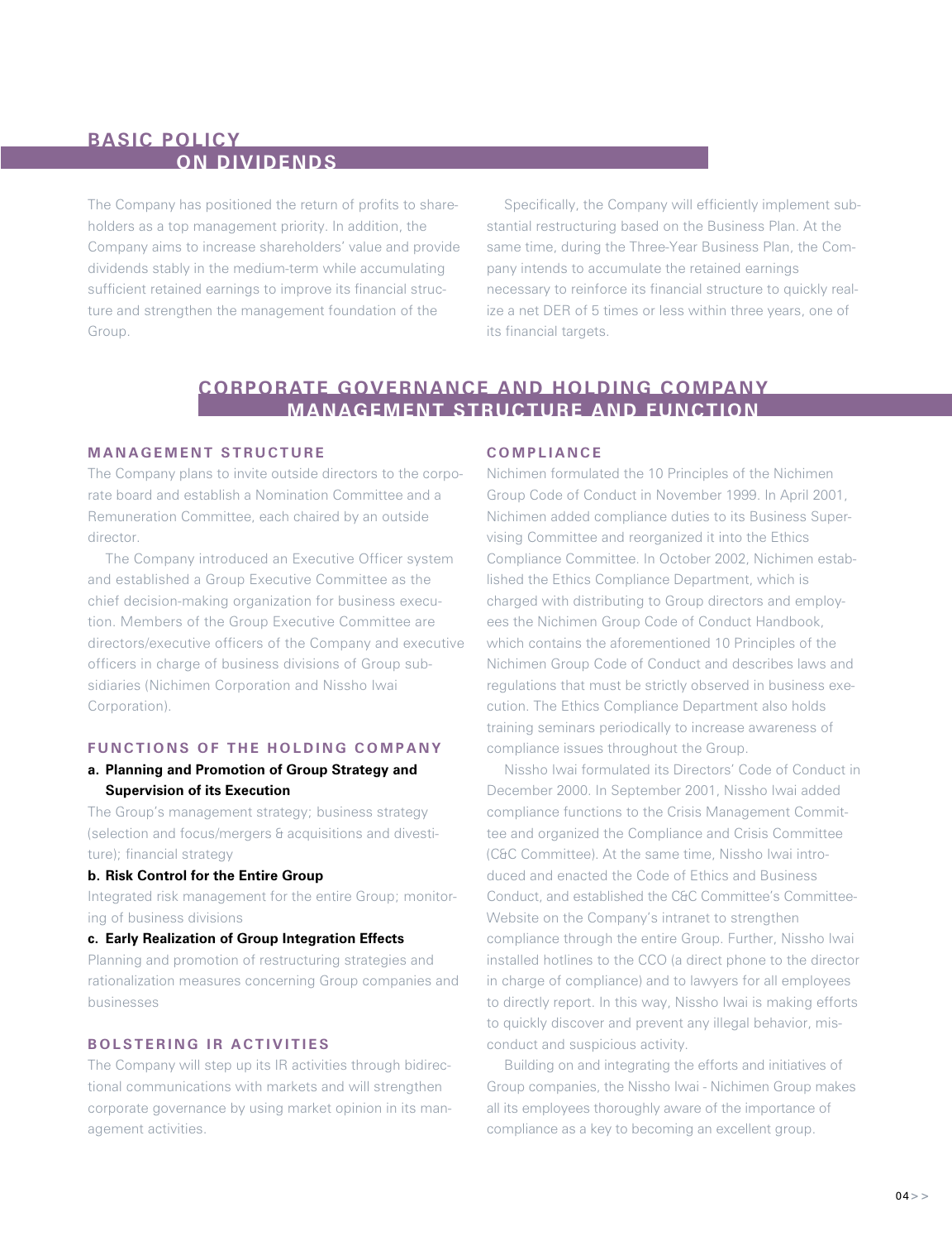## BASIC POLICY ON DIVIDENDS

The Company has positioned the return of profits to shareholders as a top management priority. In addition, the Company aims to increase shareholders' value and provide dividends stably in the medium-term while accumulating sufficient retained earnings to improve its financial structure and strengthen the management foundation of the Group.

Specifically, the Company will efficiently implement substantial restructuring based on the Business Plan. At the same time, during the Three-Year Business Plan, the Company intends to accumulate the retained earnings necessary to reinforce its financial structure to quickly realize a net DER of 5 times or less within three years, one of its financial targets.

## CORPORATE GOVERNANCE AND HOLDING COMPANY MANAGEMENT STRUCTURE AND FUNCTION

### MANAGEMENT STRUCTURE

The Company plans to invite outside directors to the corporate board and establish a Nomination Committee and a Remuneration Committee, each chaired by an outside director.

The Company introduced an Executive Officer system and established a Group Executive Committee as the chief decision-making organization for business execution. Members of the Group Executive Committee are directors/executive officers of the Company and executive officers in charge of business divisions of Group subsidiaries (Nichimen Corporation and Nissho Iwai Corporation).

### FUNCTIONS OF THE HOLDING COMPANY

**a. Planning and Promotion of Group Strategy and Supervision of its Execution**

The Group's management strategy; business strategy (selection and focus/mergers & acquisitions and divestiture); financial strategy

**b. Risk Control for the Entire Group**

Integrated risk management for the entire Group; monitoring of business divisions

**c. Early Realization of Group Integration Effects**

Planning and promotion of restructuring strategies and rationalization measures concerning Group companies and businesses

### BOLSTERING IR ACTIVITIES

The Company will step up its IR activities through bidirectional communications with markets and will strengthen corporate governance by using market opinion in its management activities.

### COMPLIANCE

Nichimen formulated the 10 Principles of the Nichimen Group Code of Conduct in November 1999. In April 2001, Nichimen added compliance duties to its Business Supervising Committee and reorganized it into the Ethics Compliance Committee. In October 2002, Nichimen established the Ethics Compliance Department, which is charged with distributing to Group directors and employees the Nichimen Group Code of Conduct Handbook, which contains the aforementioned 10 Principles of the Nichimen Group Code of Conduct and describes laws and regulations that must be strictly observed in business execution. The Ethics Compliance Department also holds training seminars periodically to increase awareness of compliance issues throughout the Group.

Nissho Iwai formulated its Directors' Code of Conduct in December 2000. In September 2001, Nissho Iwai added compliance functions to the Crisis Management Committee and organized the Compliance and Crisis Committee (C&C Committee). At the same time, Nissho Iwai introduced and enacted the Code of Ethics and Business Conduct, and established the C&C Committee's Committee-Website on the Company's intranet to strengthen compliance through the entire Group. Further, Nissho Iwai installed hotlines to the CCO (a direct phone to the director in charge of compliance) and to lawyers for all employees to directly report. In this way, Nissho Iwai is making efforts to quickly discover and prevent any illegal behavior, misconduct and suspicious activity.

Building on and integrating the efforts and initiatives of Group companies, the Nissho Iwai - Nichimen Group makes all its employees thoroughly aware of the importance of compliance as a key to becoming an excellent group.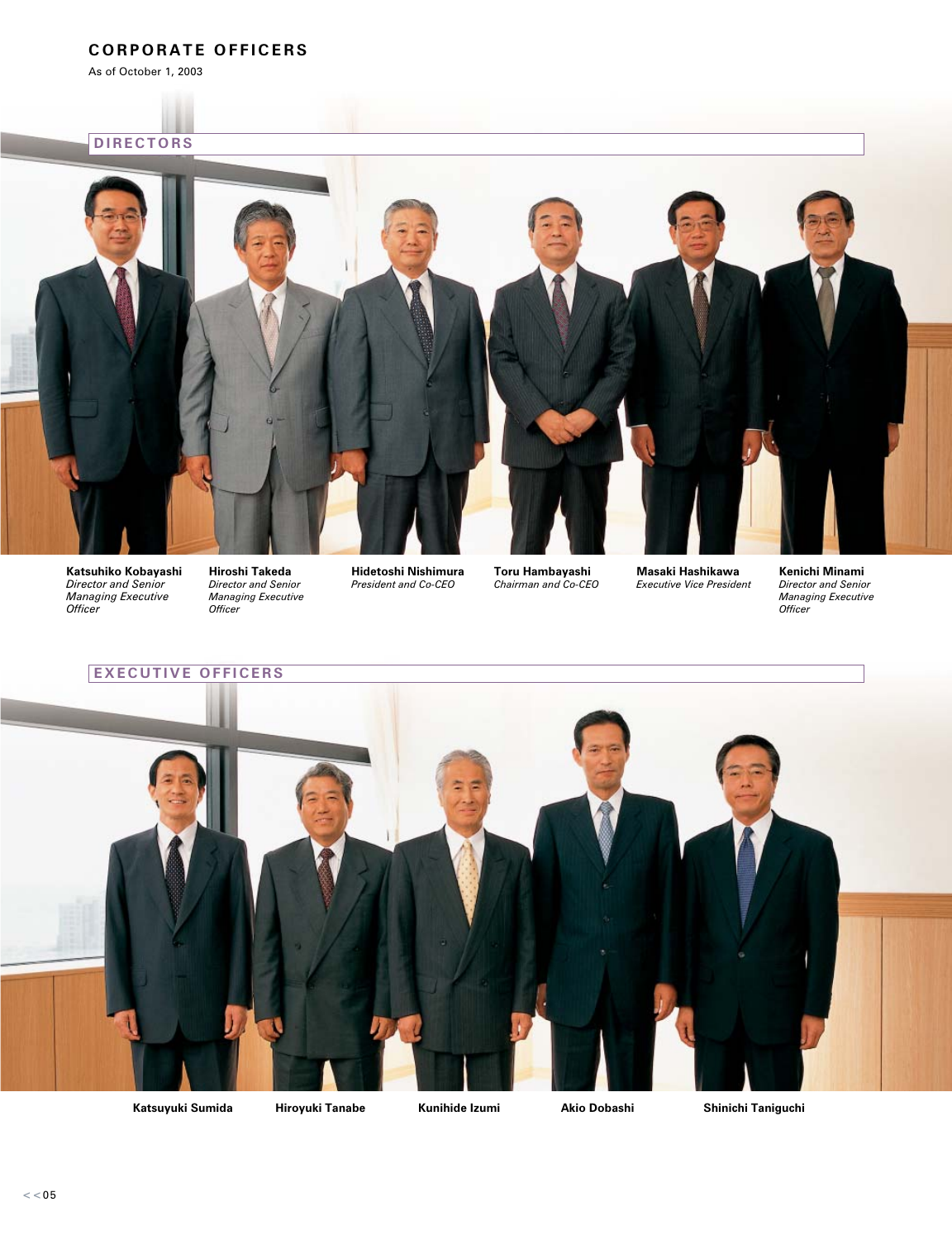# CORPORATE OFFICERS

As of October 1, 2003

## DIRECTORS

**Katsuhiko Kobayashi**
*Director and Senior Managing Executive Officer*

**Hiroshi Takeda**
*Director and Senior Managing Executive Officer*

**Hidetoshi Nishimura**
*President and Co-CEO*

**Toru Hambayashi**
*Chairman and Co-CEO*

**Masaki Hashikawa**
*Executive Vice President*

**Kenichi Minami**
*Director and Senior Managing Executive Officer*

## EXECUTIVE OFFICERS

**Katsuyuki Sumida**

**Hiroyuki Tanabe**

**Kunihide Izumi**

**Akio Dobashi**

**Shinichi Taniguchi**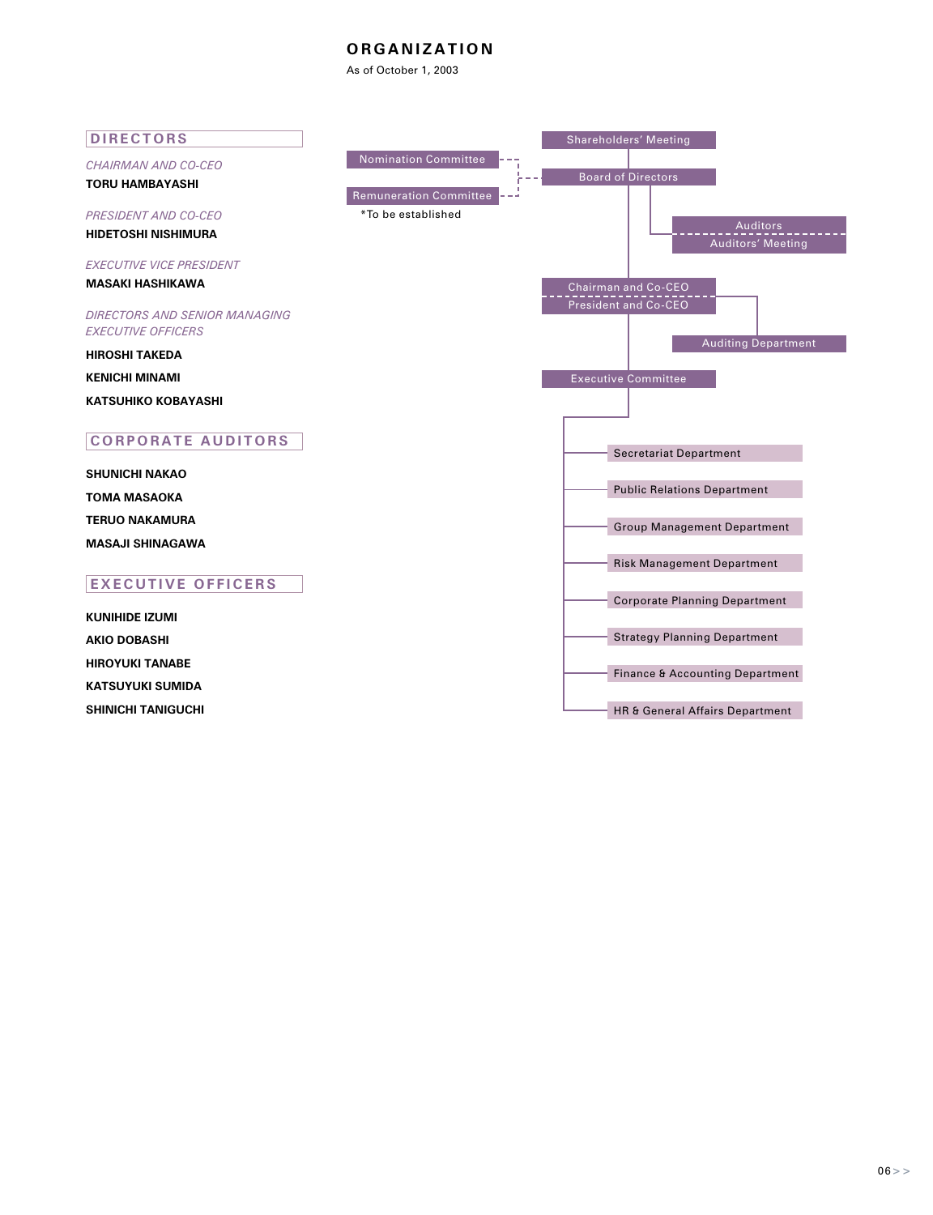# ORGANIZATION

As of October 1, 2003

## DIRECTORS

*CHAIRMAN AND CO-CEO*

**TORU HAMBAYASHI**

*PRESIDENT AND CO-CEO*

**HIDETOSHI NISHIMURA**

*EXECUTIVE VICE PRESIDENT*

**MASAKI HASHIKAWA**

*DIRECTORS AND SENIOR MANAGING EXECUTIVE OFFICERS*

**HIROSHI TAKEDA**

**KENICHI MINAMI**

**KATSUHIKO KOBAYASHI**

## CORPORATE AUDITORS

**SHUNICHI NAKAO**

**TOMA MASAOKA**

**TERUO NAKAMURA**

**MASAJI SHINAGAWA**

## EXECUTIVE OFFICERS

**KUNIHIDE IZUMI**

**AKIO DOBASHI**

**HIROYUKI TANABE**

**KATSUYUKI SUMIDA**

**SHINICHI TANIGUCHI**

---

- Shareholders' Meeting
  - Board of Directors
    - Nomination Committee*
    - Remuneration Committee*
    - Auditors / Auditors' Meeting
    - Chairman and Co-CEO / President and Co-CEO
      - Auditing Department
      - Executive Committee
        - Secretariat Department
        - Public Relations Department
        - Group Management Department
        - Risk Management Department
        - Corporate Planning Department
        - Strategy Planning Department
        - Finance & Accounting Department
        - HR & General Affairs Department

*To be established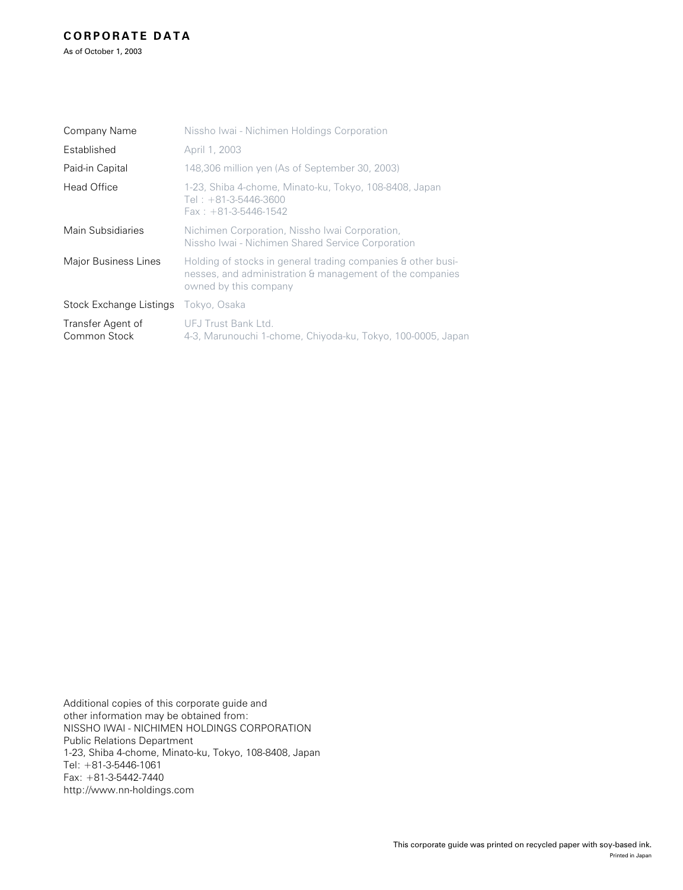## CORPORATE DATA

As of October 1, 2003

| | |
|---|---|
| Company Name | Nissho Iwai - Nichimen Holdings Corporation |
| Established | April 1, 2003 |
| Paid-in Capital | 148,306 million yen (As of September 30, 2003) |
| Head Office | 1-23, Shiba 4-chome, Minato-ku, Tokyo, 108-8408, Japan<br>Tel : +81-3-5446-3600<br>Fax : +81-3-5446-1542 |
| Main Subsidiaries | Nichimen Corporation, Nissho Iwai Corporation,<br>Nissho Iwai - Nichimen Shared Service Corporation |
| Major Business Lines | Holding of stocks in general trading companies & other businesses, and administration & management of the companies owned by this company |
| Stock Exchange Listings | Tokyo, Osaka |
| Transfer Agent of Common Stock | UFJ Trust Bank Ltd.<br>4-3, Marunouchi 1-chome, Chiyoda-ku, Tokyo, 100-0005, Japan |

Additional copies of this corporate guide and
other information may be obtained from:
NISSHO IWAI - NICHIMEN HOLDINGS CORPORATION
Public Relations Department
1-23, Shiba 4-chome, Minato-ku, Tokyo, 108-8408, Japan
Tel: +81-3-5446-1061
Fax: +81-3-5442-7440
http://www.nn-holdings.com

This corporate guide was printed on recycled paper with soy-based ink.

Printed in Japan